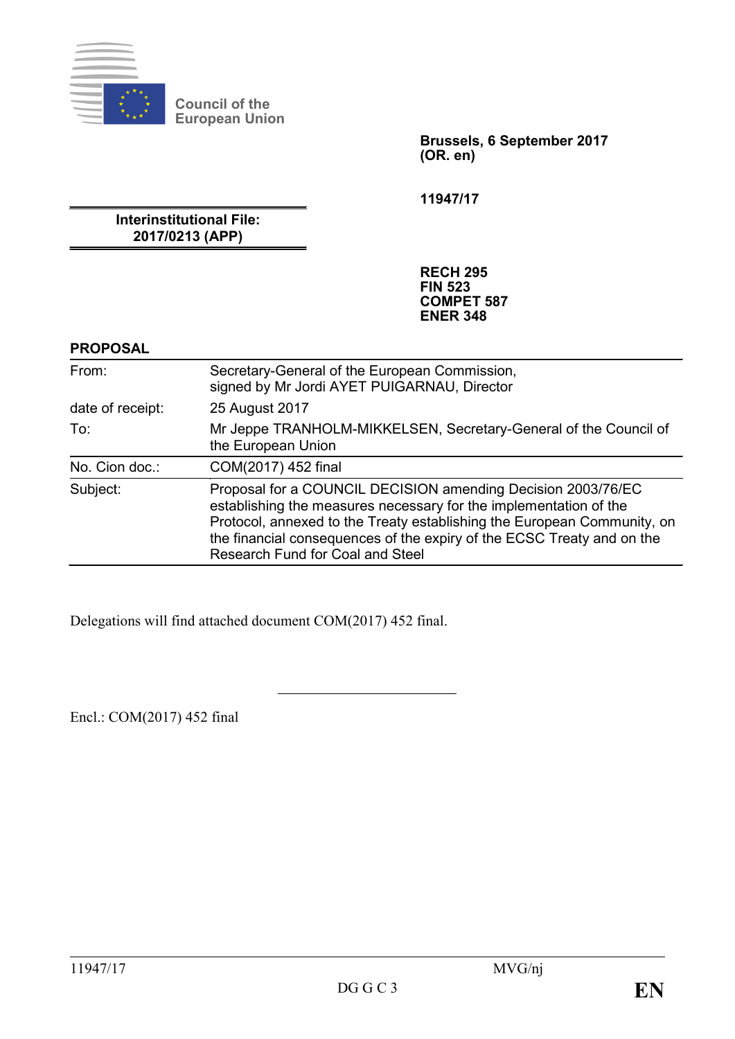Council of the European Union

**Brussels, 6 September 2017**
**(OR. en)**

**11947/17**

**Interinstitutional File:**
**2017/0213 (APP)**

**RECH 295**
**FIN 523**
**COMPET 587**
**ENER 348**

**PROPOSAL**

| | |
|---|---|
| From: | Secretary-General of the European Commission, signed by Mr Jordi AYET PUIGARNAU, Director |
| date of receipt: | 25 August 2017 |
| To: | Mr Jeppe TRANHOLM-MIKKELSEN, Secretary-General of the Council of the European Union |
| No. Cion doc.: | COM(2017) 452 final |
| Subject: | Proposal for a COUNCIL DECISION amending Decision 2003/76/EC establishing the measures necessary for the implementation of the Protocol, annexed to the Treaty establishing the European Community, on the financial consequences of the expiry of the ECSC Treaty and on the Research Fund for Coal and Steel |

Delegations will find attached document COM(2017) 452 final.

---

Encl.: COM(2017) 452 final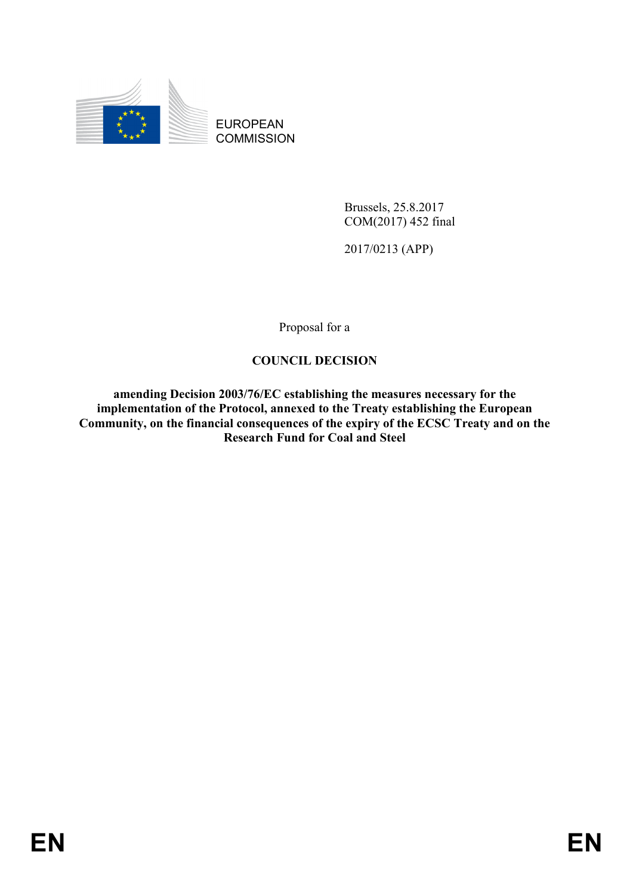EUROPEAN COMMISSION

Brussels, 25.8.2017
COM(2017) 452 final

2017/0213 (APP)

Proposal for a

**COUNCIL DECISION**

**amending Decision 2003/76/EC establishing the measures necessary for the implementation of the Protocol, annexed to the Treaty establishing the European Community, on the financial consequences of the expiry of the ECSC Treaty and on the Research Fund for Coal and Steel**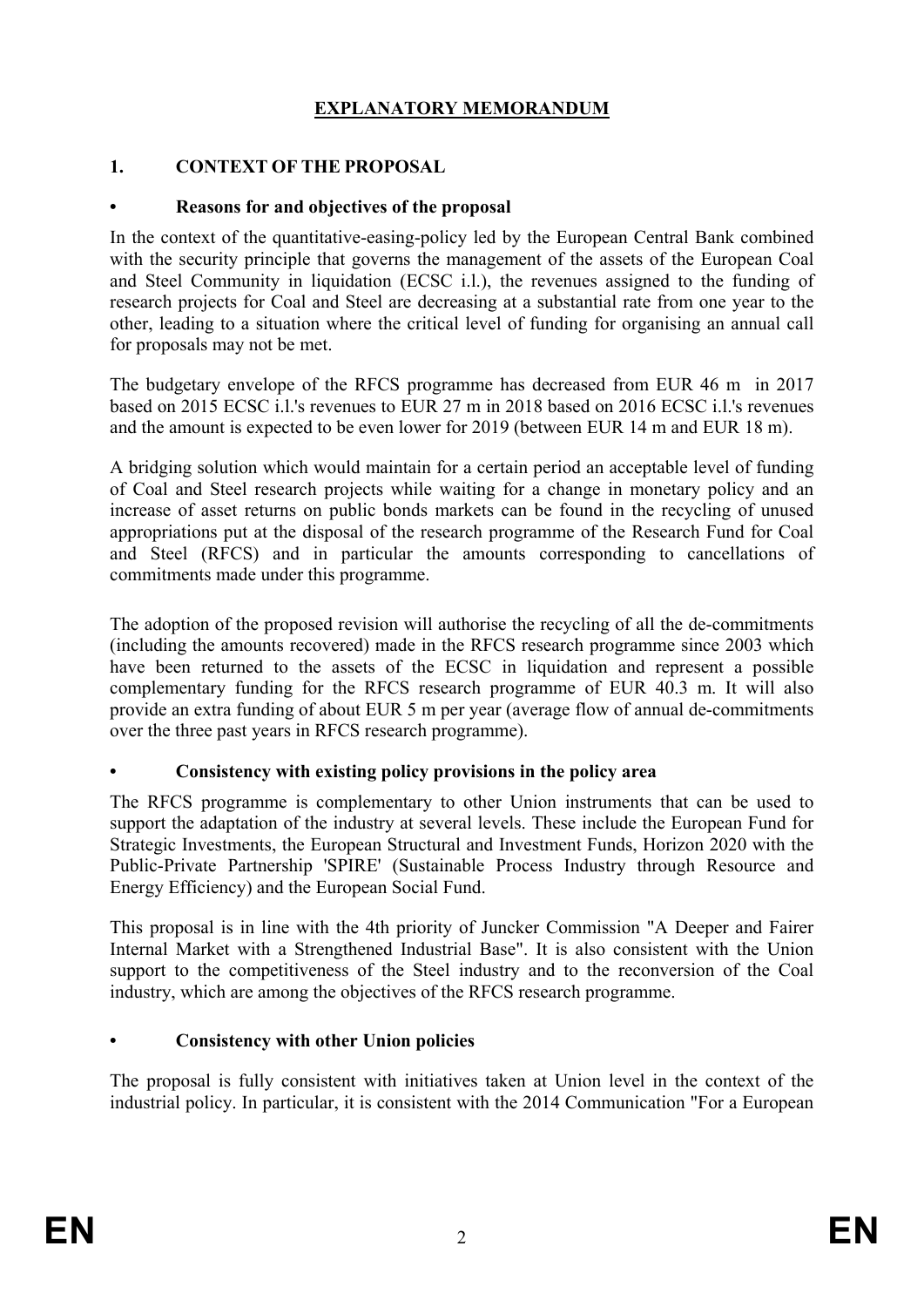# EXPLANATORY MEMORANDUM

## 1. CONTEXT OF THE PROPOSAL

### • Reasons for and objectives of the proposal

In the context of the quantitative-easing-policy led by the European Central Bank combined with the security principle that governs the management of the assets of the European Coal and Steel Community in liquidation (ECSC i.l.), the revenues assigned to the funding of research projects for Coal and Steel are decreasing at a substantial rate from one year to the other, leading to a situation where the critical level of funding for organising an annual call for proposals may not be met.

The budgetary envelope of the RFCS programme has decreased from EUR 46 m in 2017 based on 2015 ECSC i.l.'s revenues to EUR 27 m in 2018 based on 2016 ECSC i.l.'s revenues and the amount is expected to be even lower for 2019 (between EUR 14 m and EUR 18 m).

A bridging solution which would maintain for a certain period an acceptable level of funding of Coal and Steel research projects while waiting for a change in monetary policy and an increase of asset returns on public bonds markets can be found in the recycling of unused appropriations put at the disposal of the research programme of the Research Fund for Coal and Steel (RFCS) and in particular the amounts corresponding to cancellations of commitments made under this programme.

The adoption of the proposed revision will authorise the recycling of all the de-commitments (including the amounts recovered) made in the RFCS research programme since 2003 which have been returned to the assets of the ECSC in liquidation and represent a possible complementary funding for the RFCS research programme of EUR 40.3 m. It will also provide an extra funding of about EUR 5 m per year (average flow of annual de-commitments over the three past years in RFCS research programme).

### • Consistency with existing policy provisions in the policy area

The RFCS programme is complementary to other Union instruments that can be used to support the adaptation of the industry at several levels. These include the European Fund for Strategic Investments, the European Structural and Investment Funds, Horizon 2020 with the Public-Private Partnership 'SPIRE' (Sustainable Process Industry through Resource and Energy Efficiency) and the European Social Fund.

This proposal is in line with the 4th priority of Juncker Commission "A Deeper and Fairer Internal Market with a Strengthened Industrial Base". It is also consistent with the Union support to the competitiveness of the Steel industry and to the reconversion of the Coal industry, which are among the objectives of the RFCS research programme.

### • Consistency with other Union policies

The proposal is fully consistent with initiatives taken at Union level in the context of the industrial policy. In particular, it is consistent with the 2014 Communication "For a European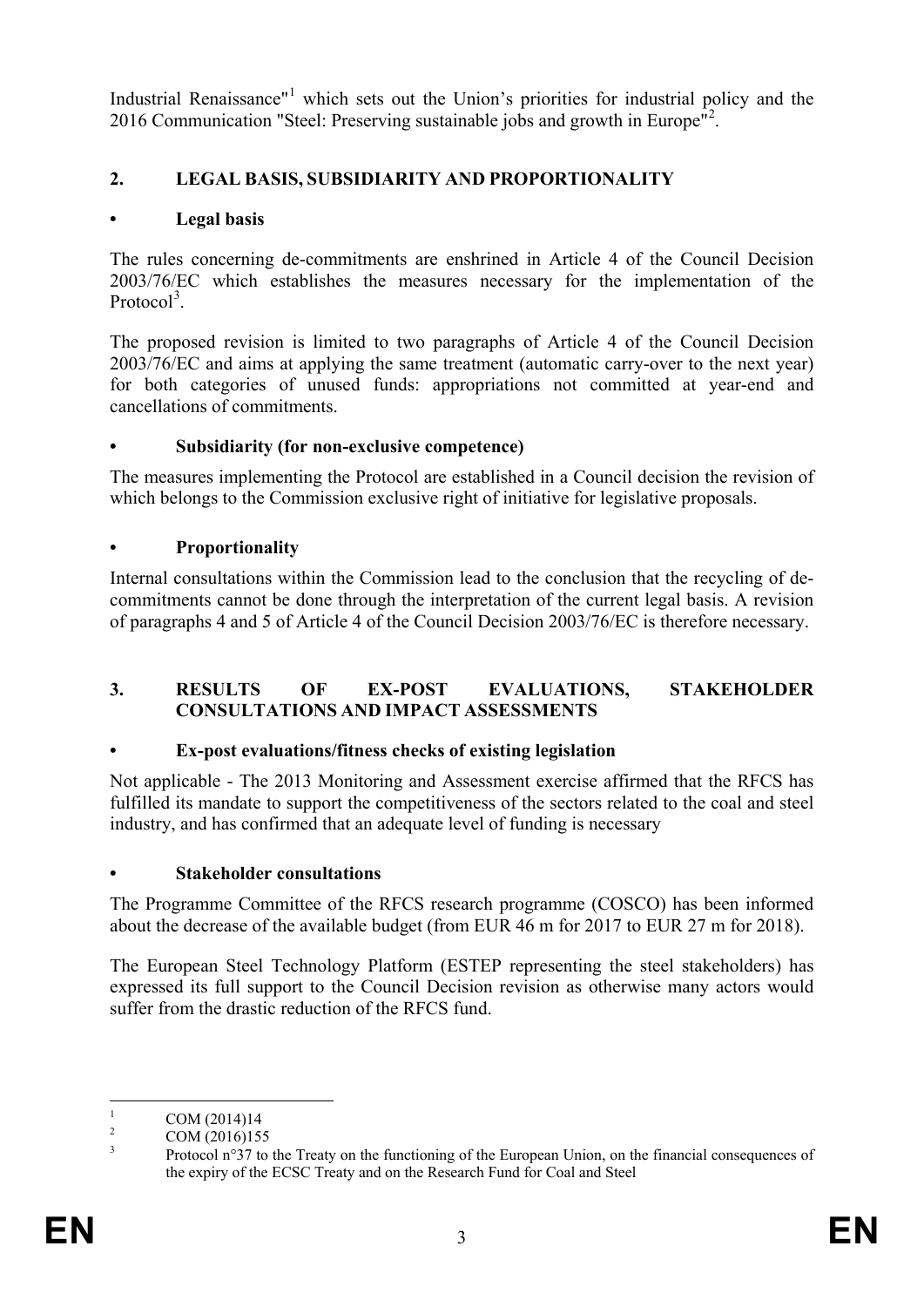Industrial Renaissance"[1] which sets out the Union's priorities for industrial policy and the 2016 Communication "Steel: Preserving sustainable jobs and growth in Europe"[2].

## 2. LEGAL BASIS, SUBSIDIARITY AND PROPORTIONALITY

### • Legal basis

The rules concerning de-commitments are enshrined in Article 4 of the Council Decision 2003/76/EC which establishes the measures necessary for the implementation of the Protocol[3].

The proposed revision is limited to two paragraphs of Article 4 of the Council Decision 2003/76/EC and aims at applying the same treatment (automatic carry-over to the next year) for both categories of unused funds: appropriations not committed at year-end and cancellations of commitments.

### • Subsidiarity (for non-exclusive competence)

The measures implementing the Protocol are established in a Council decision the revision of which belongs to the Commission exclusive right of initiative for legislative proposals.

### • Proportionality

Internal consultations within the Commission lead to the conclusion that the recycling of de-commitments cannot be done through the interpretation of the current legal basis. A revision of paragraphs 4 and 5 of Article 4 of the Council Decision 2003/76/EC is therefore necessary.

## 3. RESULTS OF EX-POST EVALUATIONS, STAKEHOLDER CONSULTATIONS AND IMPACT ASSESSMENTS

### • Ex-post evaluations/fitness checks of existing legislation

Not applicable - The 2013 Monitoring and Assessment exercise affirmed that the RFCS has fulfilled its mandate to support the competitiveness of the sectors related to the coal and steel industry, and has confirmed that an adequate level of funding is necessary

### • Stakeholder consultations

The Programme Committee of the RFCS research programme (COSCO) has been informed about the decrease of the available budget (from EUR 46 m for 2017 to EUR 27 m for 2018).

The European Steel Technology Platform (ESTEP representing the steel stakeholders) has expressed its full support to the Council Decision revision as otherwise many actors would suffer from the drastic reduction of the RFCS fund.

---

[1] COM (2014)14

[2] COM (2016)155

[3] Protocol n°37 to the Treaty on the functioning of the European Union, on the financial consequences of the expiry of the ECSC Treaty and on the Research Fund for Coal and Steel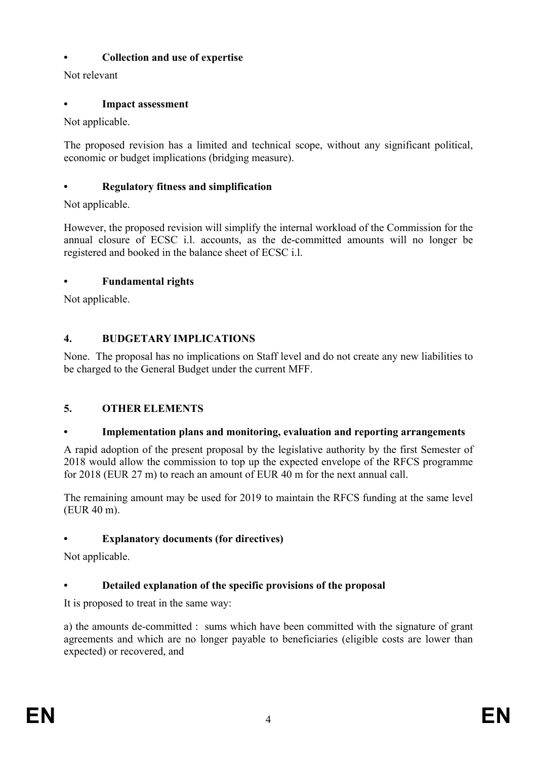- **Collection and use of expertise**

Not relevant

- **Impact assessment**

Not applicable.

The proposed revision has a limited and technical scope, without any significant political, economic or budget implications (bridging measure).

- **Regulatory fitness and simplification**

Not applicable.

However, the proposed revision will simplify the internal workload of the Commission for the annual closure of ECSC i.l. accounts, as the de-committed amounts will no longer be registered and booked in the balance sheet of ECSC i.l.

- **Fundamental rights**

Not applicable.

## 4. BUDGETARY IMPLICATIONS

None. The proposal has no implications on Staff level and do not create any new liabilities to be charged to the General Budget under the current MFF.

## 5. OTHER ELEMENTS

- **Implementation plans and monitoring, evaluation and reporting arrangements**

A rapid adoption of the present proposal by the legislative authority by the first Semester of 2018 would allow the commission to top up the expected envelope of the RFCS programme for 2018 (EUR 27 m) to reach an amount of EUR 40 m for the next annual call.

The remaining amount may be used for 2019 to maintain the RFCS funding at the same level (EUR 40 m).

- **Explanatory documents (for directives)**

Not applicable.

- **Detailed explanation of the specific provisions of the proposal**

It is proposed to treat in the same way:

a) the amounts de-committed : sums which have been committed with the signature of grant agreements and which are no longer payable to beneficiaries (eligible costs are lower than expected) or recovered, and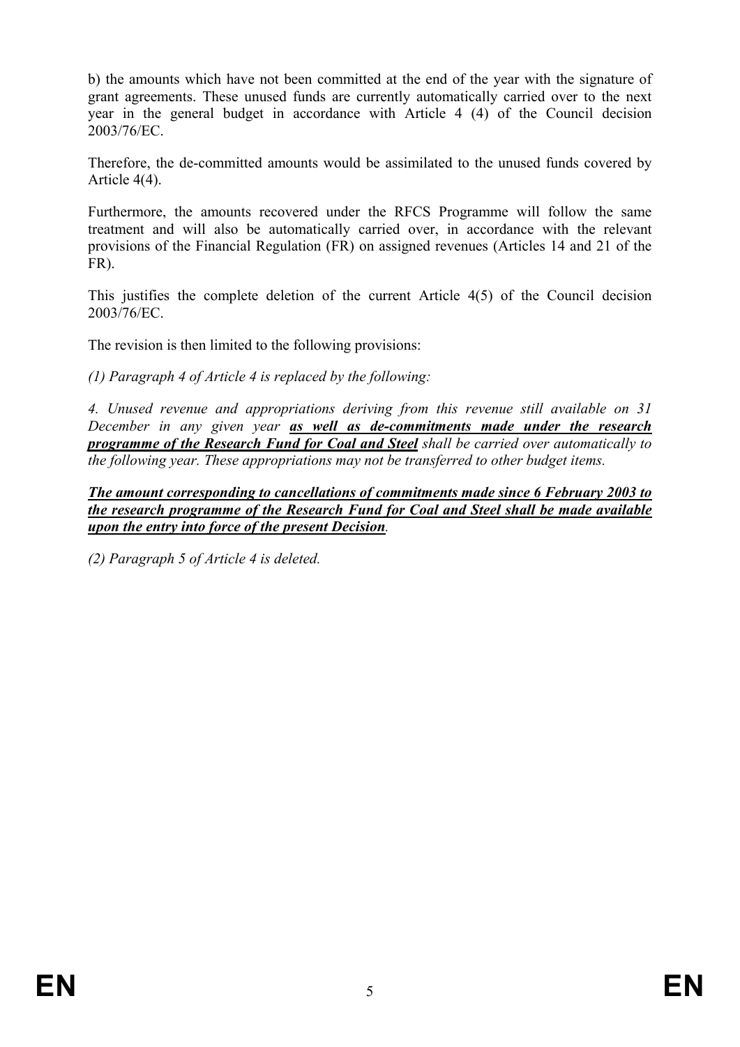b) the amounts which have not been committed at the end of the year with the signature of grant agreements. These unused funds are currently automatically carried over to the next year in the general budget in accordance with Article 4 (4) of the Council decision 2003/76/EC.

Therefore, the de-committed amounts would be assimilated to the unused funds covered by Article 4(4).

Furthermore, the amounts recovered under the RFCS Programme will follow the same treatment and will also be automatically carried over, in accordance with the relevant provisions of the Financial Regulation (FR) on assigned revenues (Articles 14 and 21 of the FR).

This justifies the complete deletion of the current Article 4(5) of the Council decision 2003/76/EC.

The revision is then limited to the following provisions:

*(1) Paragraph 4 of Article 4 is replaced by the following:*

*4. Unused revenue and appropriations deriving from this revenue still available on 31 December in any given year* ***as well as de-commitments made under the research programme of the Research Fund for Coal and Steel*** *shall be carried over automatically to the following year. These appropriations may not be transferred to other budget items.*

***The amount corresponding to cancellations of commitments made since 6 February 2003 to the research programme of the Research Fund for Coal and Steel shall be made available upon the entry into force of the present Decision****.*

*(2) Paragraph 5 of Article 4 is deleted.*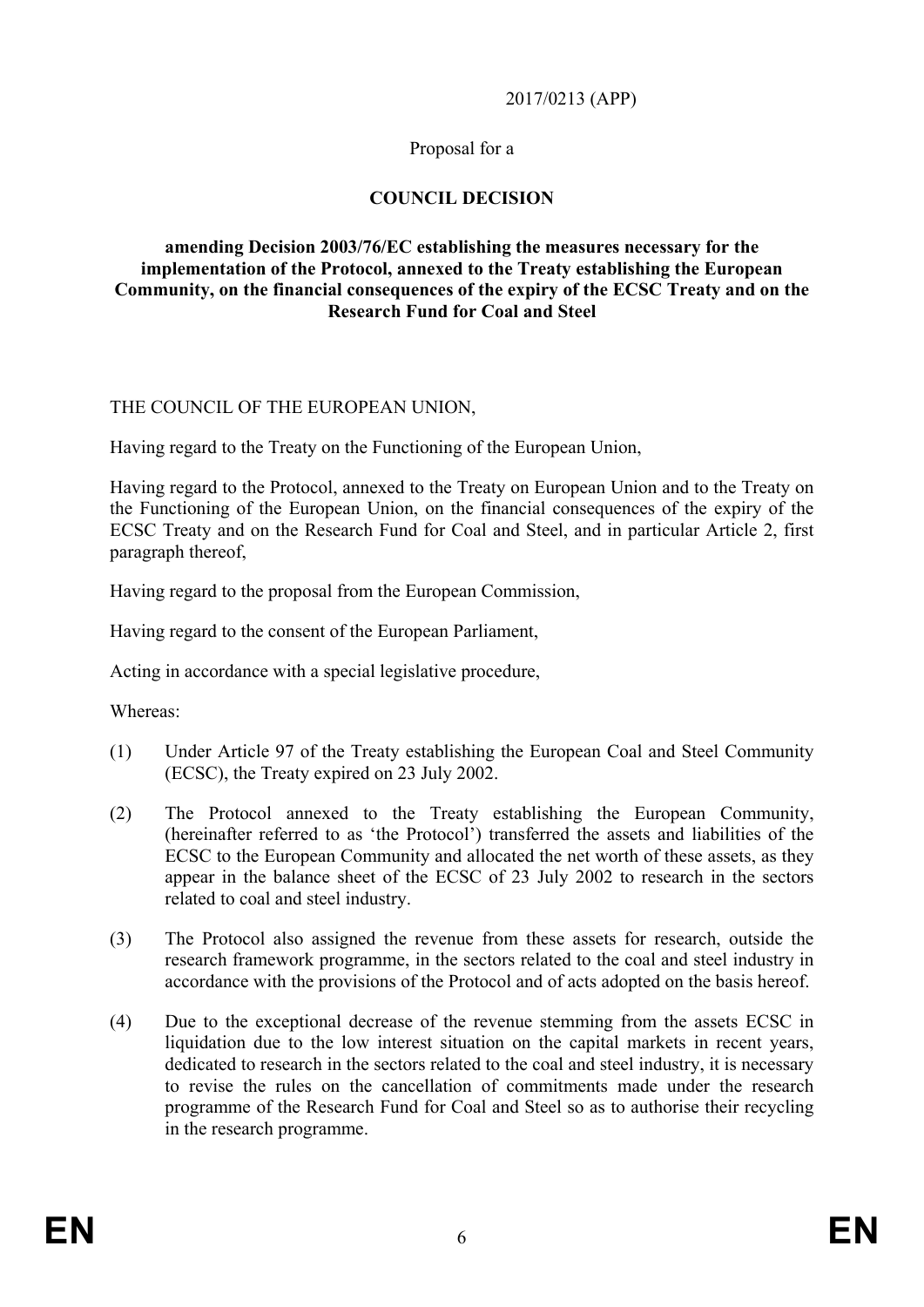2017/0213 (APP)

Proposal for a

**COUNCIL DECISION**

**amending Decision 2003/76/EC establishing the measures necessary for the implementation of the Protocol, annexed to the Treaty establishing the European Community, on the financial consequences of the expiry of the ECSC Treaty and on the Research Fund for Coal and Steel**

THE COUNCIL OF THE EUROPEAN UNION,

Having regard to the Treaty on the Functioning of the European Union,

Having regard to the Protocol, annexed to the Treaty on European Union and to the Treaty on the Functioning of the European Union, on the financial consequences of the expiry of the ECSC Treaty and on the Research Fund for Coal and Steel, and in particular Article 2, first paragraph thereof,

Having regard to the proposal from the European Commission,

Having regard to the consent of the European Parliament,

Acting in accordance with a special legislative procedure,

Whereas:

(1) Under Article 97 of the Treaty establishing the European Coal and Steel Community (ECSC), the Treaty expired on 23 July 2002.

(2) The Protocol annexed to the Treaty establishing the European Community, (hereinafter referred to as 'the Protocol') transferred the assets and liabilities of the ECSC to the European Community and allocated the net worth of these assets, as they appear in the balance sheet of the ECSC of 23 July 2002 to research in the sectors related to coal and steel industry.

(3) The Protocol also assigned the revenue from these assets for research, outside the research framework programme, in the sectors related to the coal and steel industry in accordance with the provisions of the Protocol and of acts adopted on the basis hereof.

(4) Due to the exceptional decrease of the revenue stemming from the assets ECSC in liquidation due to the low interest situation on the capital markets in recent years, dedicated to research in the sectors related to the coal and steel industry, it is necessary to revise the rules on the cancellation of commitments made under the research programme of the Research Fund for Coal and Steel so as to authorise their recycling in the research programme.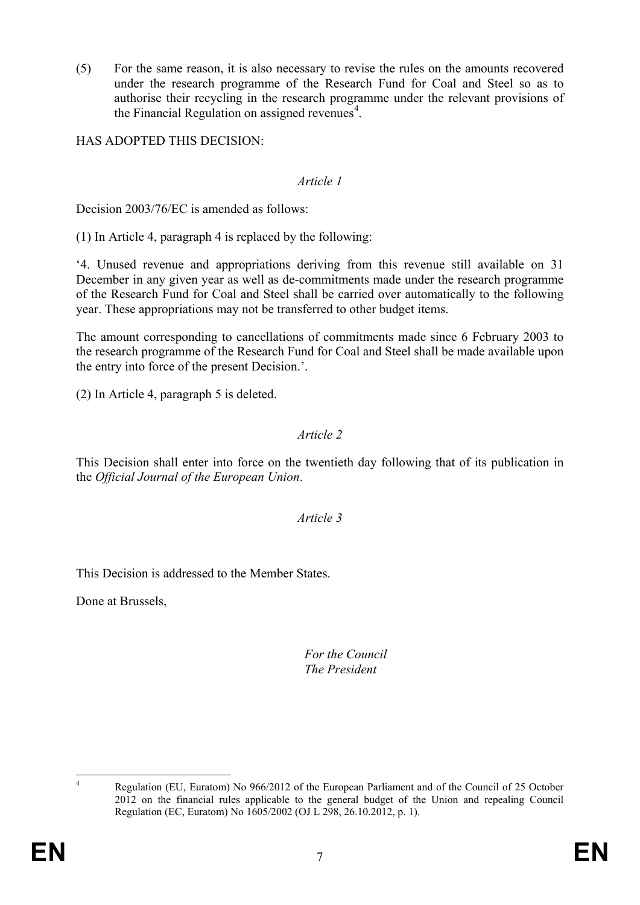(5) For the same reason, it is also necessary to revise the rules on the amounts recovered under the research programme of the Research Fund for Coal and Steel so as to authorise their recycling in the research programme under the relevant provisions of the Financial Regulation on assigned revenues[4].

HAS ADOPTED THIS DECISION:

*Article 1*

Decision 2003/76/EC is amended as follows:

(1) In Article 4, paragraph 4 is replaced by the following:

'4. Unused revenue and appropriations deriving from this revenue still available on 31 December in any given year as well as de-commitments made under the research programme of the Research Fund for Coal and Steel shall be carried over automatically to the following year. These appropriations may not be transferred to other budget items.

The amount corresponding to cancellations of commitments made since 6 February 2003 to the research programme of the Research Fund for Coal and Steel shall be made available upon the entry into force of the present Decision.'.

(2) In Article 4, paragraph 5 is deleted.

*Article 2*

This Decision shall enter into force on the twentieth day following that of its publication in the *Official Journal of the European Union*.

*Article 3*

This Decision is addressed to the Member States.

Done at Brussels,

*For the Council*
*The President*

---

[4] Regulation (EU, Euratom) No 966/2012 of the European Parliament and of the Council of 25 October 2012 on the financial rules applicable to the general budget of the Union and repealing Council Regulation (EC, Euratom) No 1605/2002 (OJ L 298, 26.10.2012, p. 1).